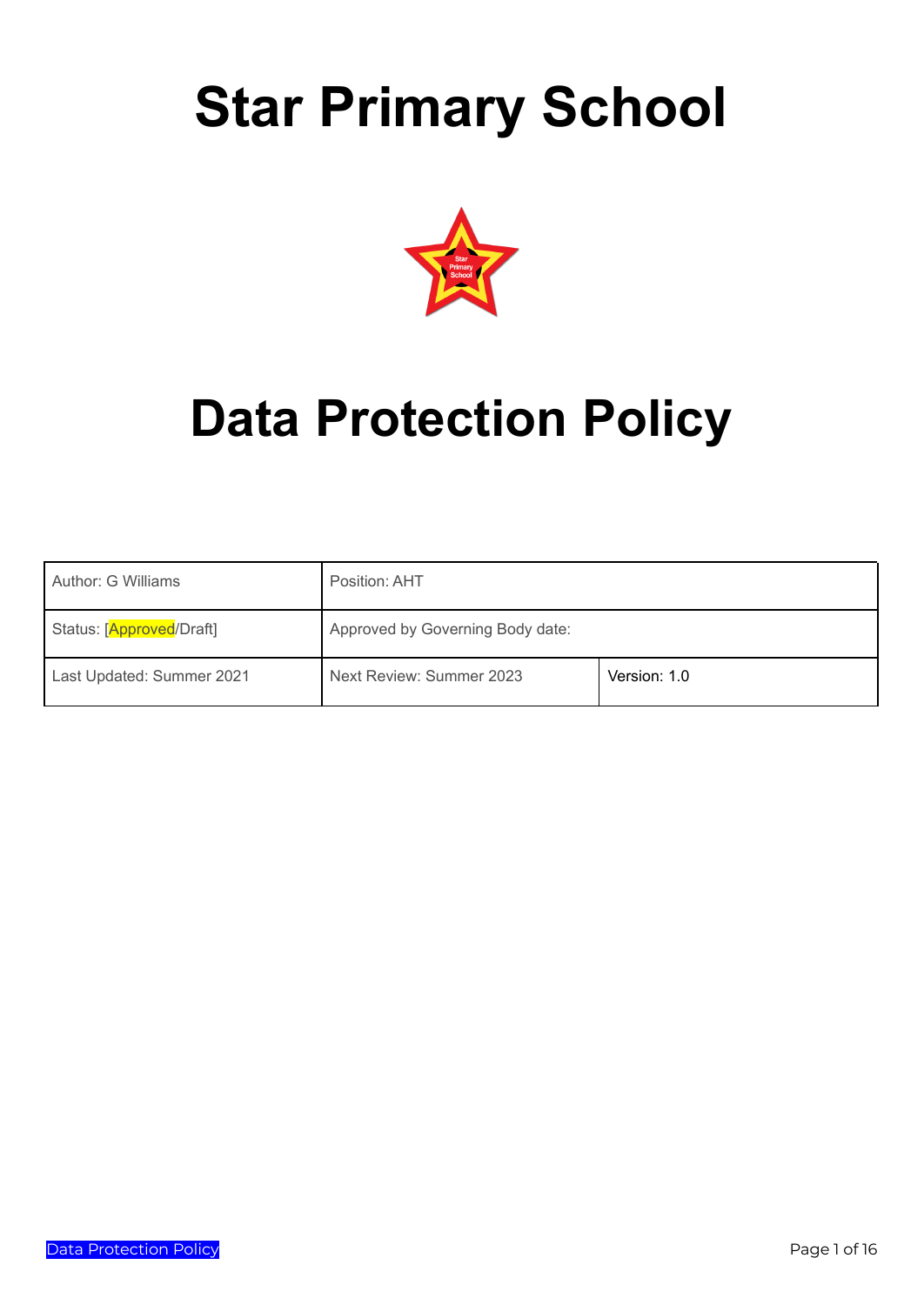# Star Primary School

# Data Protection Policy

| Author: G Williams | Position: AHT | |
|---|---|---|
| Status: [Approved/Draft] | Approved by Governing Body date: | |
| Last Updated: Summer 2021 | Next Review: Summer 2023 | Version: 1.0 |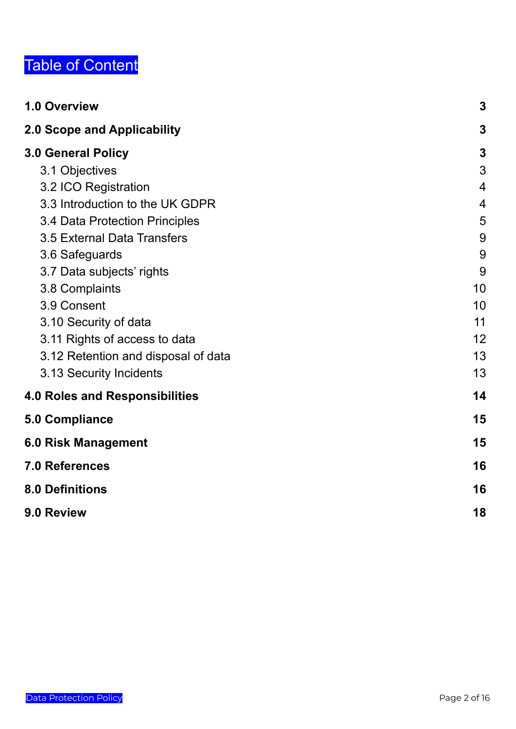# Table of Content

| | |
|---|---|
| **1.0 Overview** | **3** |
| **2.0 Scope and Applicability** | **3** |
| **3.0 General Policy** | **3** |
| 3.1 Objectives | 3 |
| 3.2 ICO Registration | 4 |
| 3.3 Introduction to the UK GDPR | 4 |
| 3.4 Data Protection Principles | 5 |
| 3.5 External Data Transfers | 9 |
| 3.6 Safeguards | 9 |
| 3.7 Data subjects' rights | 9 |
| 3.8 Complaints | 10 |
| 3.9 Consent | 10 |
| 3.10 Security of data | 11 |
| 3.11 Rights of access to data | 12 |
| 3.12 Retention and disposal of data | 13 |
| 3.13 Security Incidents | 13 |
| **4.0 Roles and Responsibilities** | **14** |
| **5.0 Compliance** | **15** |
| **6.0 Risk Management** | **15** |
| **7.0 References** | **16** |
| **8.0 Definitions** | **16** |
| **9.0 Review** | **18** |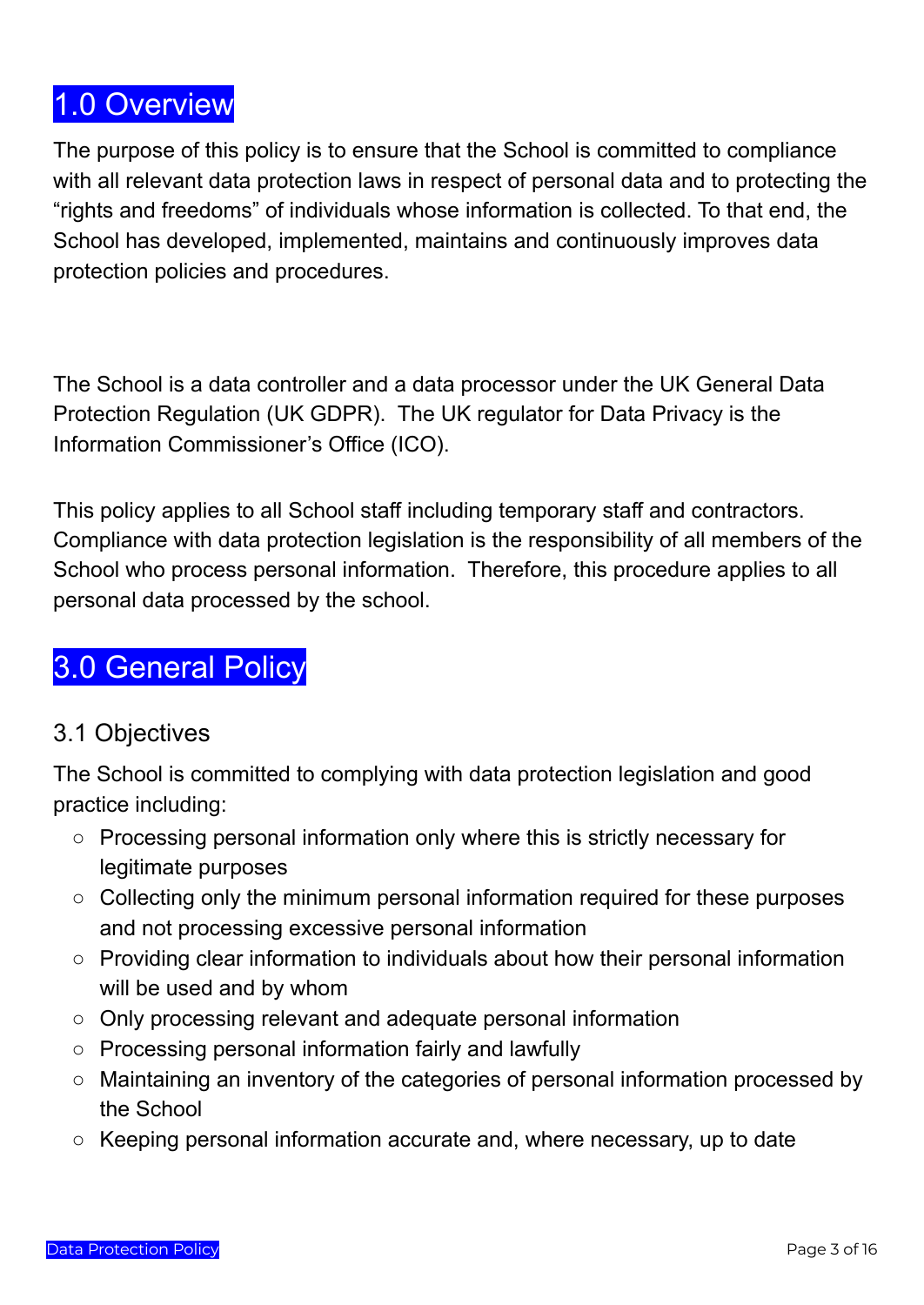# 1.0 Overview

The purpose of this policy is to ensure that the School is committed to compliance with all relevant data protection laws in respect of personal data and to protecting the "rights and freedoms" of individuals whose information is collected. To that end, the School has developed, implemented, maintains and continuously improves data protection policies and procedures.

The School is a data controller and a data processor under the UK General Data Protection Regulation (UK GDPR). The UK regulator for Data Privacy is the Information Commissioner's Office (ICO).

This policy applies to all School staff including temporary staff and contractors. Compliance with data protection legislation is the responsibility of all members of the School who process personal information. Therefore, this procedure applies to all personal data processed by the school.

# 3.0 General Policy

## 3.1 Objectives

The School is committed to complying with data protection legislation and good practice including:

- Processing personal information only where this is strictly necessary for legitimate purposes
- Collecting only the minimum personal information required for these purposes and not processing excessive personal information
- Providing clear information to individuals about how their personal information will be used and by whom
- Only processing relevant and adequate personal information
- Processing personal information fairly and lawfully
- Maintaining an inventory of the categories of personal information processed by the School
- Keeping personal information accurate and, where necessary, up to date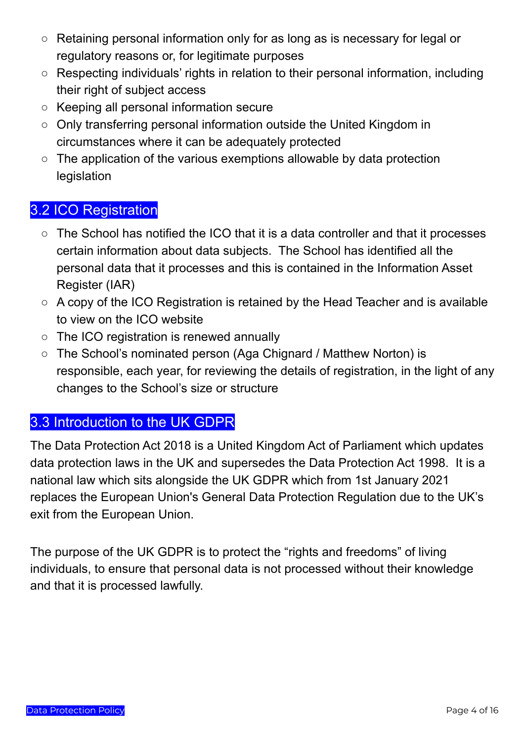- Retaining personal information only for as long as is necessary for legal or regulatory reasons or, for legitimate purposes
- Respecting individuals' rights in relation to their personal information, including their right of subject access
- Keeping all personal information secure
- Only transferring personal information outside the United Kingdom in circumstances where it can be adequately protected
- The application of the various exemptions allowable by data protection legislation

## 3.2 ICO Registration

- The School has notified the ICO that it is a data controller and that it processes certain information about data subjects. The School has identified all the personal data that it processes and this is contained in the Information Asset Register (IAR)
- A copy of the ICO Registration is retained by the Head Teacher and is available to view on the ICO website
- The ICO registration is renewed annually
- The School's nominated person (Aga Chignard / Matthew Norton) is responsible, each year, for reviewing the details of registration, in the light of any changes to the School's size or structure

## 3.3 Introduction to the UK GDPR

The Data Protection Act 2018 is a United Kingdom Act of Parliament which updates data protection laws in the UK and supersedes the Data Protection Act 1998. It is a national law which sits alongside the UK GDPR which from 1st January 2021 replaces the European Union's General Data Protection Regulation due to the UK's exit from the European Union.

The purpose of the UK GDPR is to protect the "rights and freedoms" of living individuals, to ensure that personal data is not processed without their knowledge and that it is processed lawfully.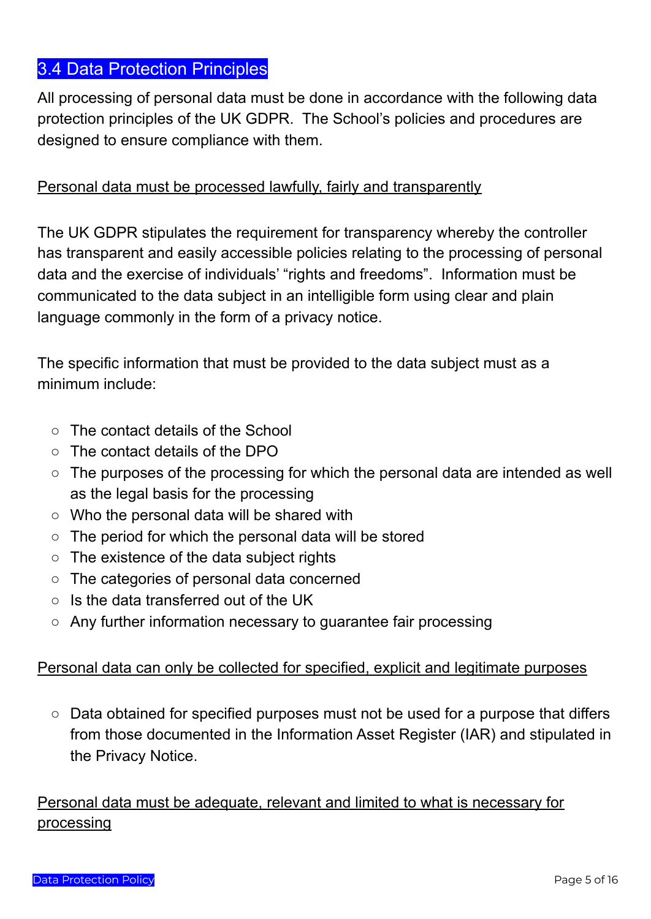## 3.4 Data Protection Principles

All processing of personal data must be done in accordance with the following data protection principles of the UK GDPR. The School's policies and procedures are designed to ensure compliance with them.

<u>Personal data must be processed lawfully, fairly and transparently</u>

The UK GDPR stipulates the requirement for transparency whereby the controller has transparent and easily accessible policies relating to the processing of personal data and the exercise of individuals' "rights and freedoms". Information must be communicated to the data subject in an intelligible form using clear and plain language commonly in the form of a privacy notice.

The specific information that must be provided to the data subject must as a minimum include:

- The contact details of the School
- The contact details of the DPO
- The purposes of the processing for which the personal data are intended as well as the legal basis for the processing
- Who the personal data will be shared with
- The period for which the personal data will be stored
- The existence of the data subject rights
- The categories of personal data concerned
- Is the data transferred out of the UK
- Any further information necessary to guarantee fair processing

<u>Personal data can only be collected for specified, explicit and legitimate purposes</u>

- Data obtained for specified purposes must not be used for a purpose that differs from those documented in the Information Asset Register (IAR) and stipulated in the Privacy Notice.

<u>Personal data must be adequate, relevant and limited to what is necessary for processing</u>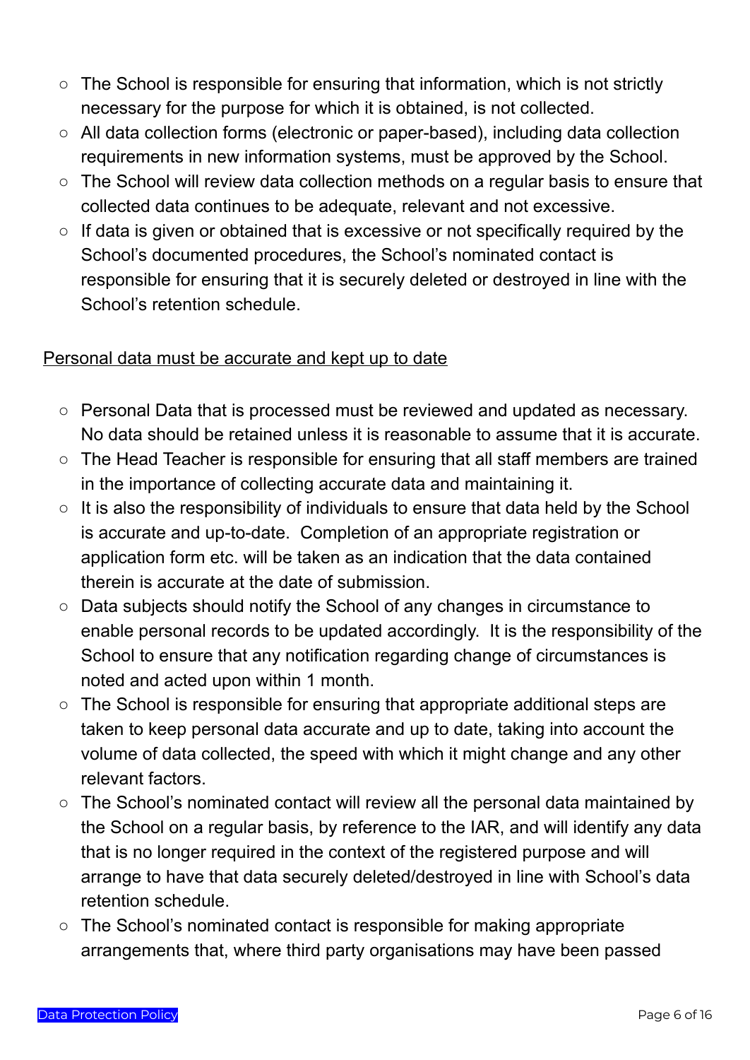- The School is responsible for ensuring that information, which is not strictly necessary for the purpose for which it is obtained, is not collected.
- All data collection forms (electronic or paper-based), including data collection requirements in new information systems, must be approved by the School.
- The School will review data collection methods on a regular basis to ensure that collected data continues to be adequate, relevant and not excessive.
- If data is given or obtained that is excessive or not specifically required by the School's documented procedures, the School's nominated contact is responsible for ensuring that it is securely deleted or destroyed in line with the School's retention schedule.

<u>Personal data must be accurate and kept up to date</u>

- Personal Data that is processed must be reviewed and updated as necessary. No data should be retained unless it is reasonable to assume that it is accurate.
- The Head Teacher is responsible for ensuring that all staff members are trained in the importance of collecting accurate data and maintaining it.
- It is also the responsibility of individuals to ensure that data held by the School is accurate and up-to-date. Completion of an appropriate registration or application form etc. will be taken as an indication that the data contained therein is accurate at the date of submission.
- Data subjects should notify the School of any changes in circumstance to enable personal records to be updated accordingly. It is the responsibility of the School to ensure that any notification regarding change of circumstances is noted and acted upon within 1 month.
- The School is responsible for ensuring that appropriate additional steps are taken to keep personal data accurate and up to date, taking into account the volume of data collected, the speed with which it might change and any other relevant factors.
- The School's nominated contact will review all the personal data maintained by the School on a regular basis, by reference to the IAR, and will identify any data that is no longer required in the context of the registered purpose and will arrange to have that data securely deleted/destroyed in line with School's data retention schedule.
- The School's nominated contact is responsible for making appropriate arrangements that, where third party organisations may have been passed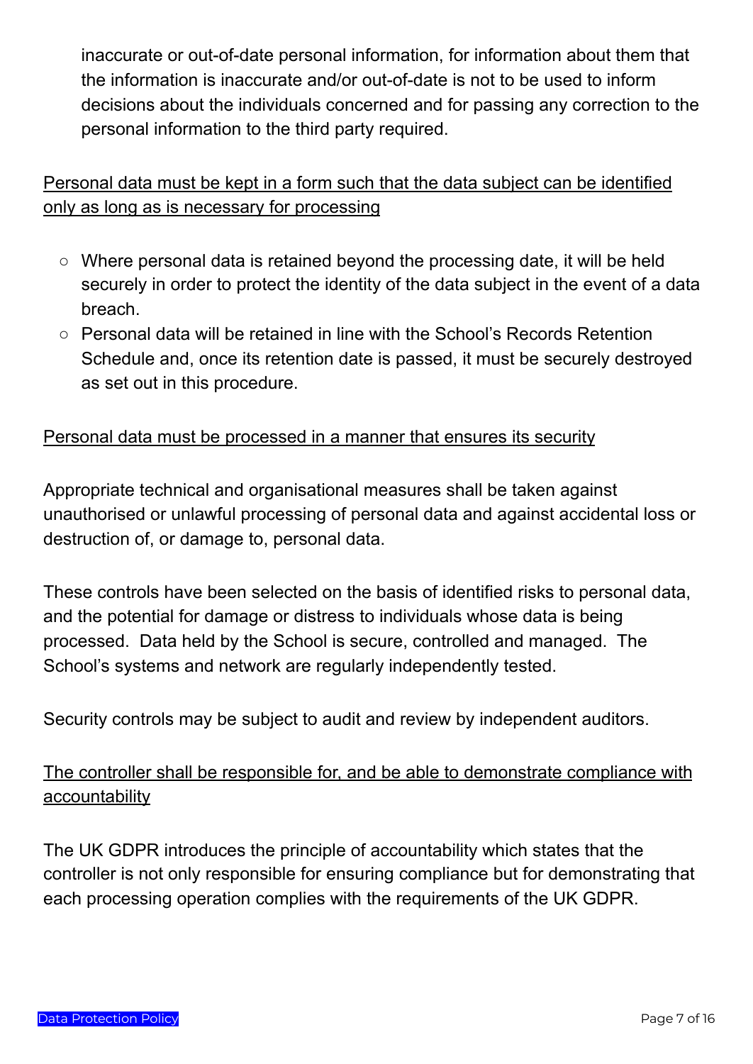inaccurate or out-of-date personal information, for information about them that the information is inaccurate and/or out-of-date is not to be used to inform decisions about the individuals concerned and for passing any correction to the personal information to the third party required.

<u>Personal data must be kept in a form such that the data subject can be identified only as long as is necessary for processing</u>

- Where personal data is retained beyond the processing date, it will be held securely in order to protect the identity of the data subject in the event of a data breach.
- Personal data will be retained in line with the School's Records Retention Schedule and, once its retention date is passed, it must be securely destroyed as set out in this procedure.

<u>Personal data must be processed in a manner that ensures its security</u>

Appropriate technical and organisational measures shall be taken against unauthorised or unlawful processing of personal data and against accidental loss or destruction of, or damage to, personal data.

These controls have been selected on the basis of identified risks to personal data, and the potential for damage or distress to individuals whose data is being processed. Data held by the School is secure, controlled and managed. The School's systems and network are regularly independently tested.

Security controls may be subject to audit and review by independent auditors.

<u>The controller shall be responsible for, and be able to demonstrate compliance with accountability</u>

The UK GDPR introduces the principle of accountability which states that the controller is not only responsible for ensuring compliance but for demonstrating that each processing operation complies with the requirements of the UK GDPR.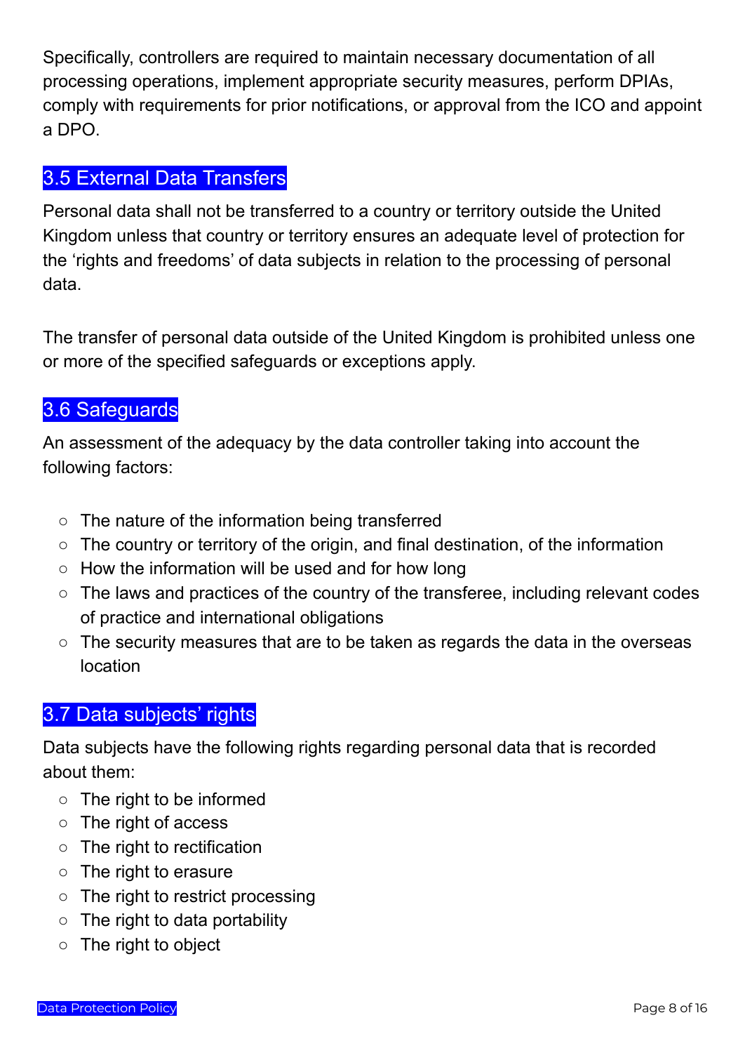Specifically, controllers are required to maintain necessary documentation of all processing operations, implement appropriate security measures, perform DPIAs, comply with requirements for prior notifications, or approval from the ICO and appoint a DPO.

## 3.5 External Data Transfers

Personal data shall not be transferred to a country or territory outside the United Kingdom unless that country or territory ensures an adequate level of protection for the 'rights and freedoms' of data subjects in relation to the processing of personal data.

The transfer of personal data outside of the United Kingdom is prohibited unless one or more of the specified safeguards or exceptions apply.

## 3.6 Safeguards

An assessment of the adequacy by the data controller taking into account the following factors:

- The nature of the information being transferred
- The country or territory of the origin, and final destination, of the information
- How the information will be used and for how long
- The laws and practices of the country of the transferee, including relevant codes of practice and international obligations
- The security measures that are to be taken as regards the data in the overseas location

## 3.7 Data subjects' rights

Data subjects have the following rights regarding personal data that is recorded about them:

- The right to be informed
- The right of access
- The right to rectification
- The right to erasure
- The right to restrict processing
- The right to data portability
- The right to object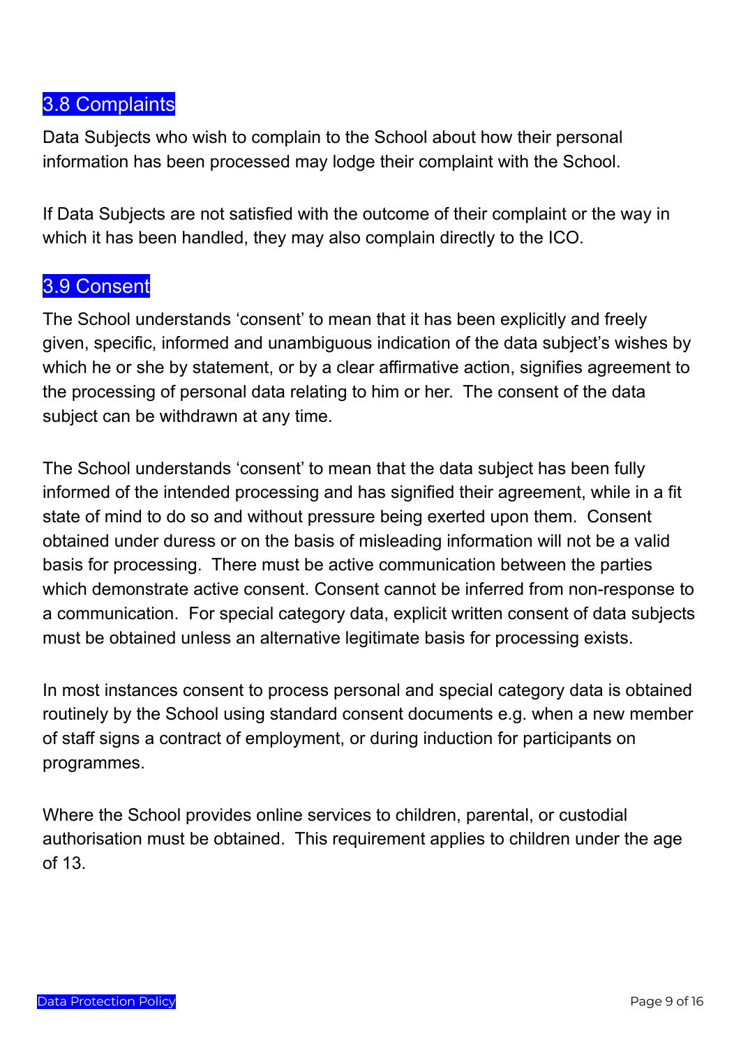## 3.8 Complaints

Data Subjects who wish to complain to the School about how their personal information has been processed may lodge their complaint with the School.

If Data Subjects are not satisfied with the outcome of their complaint or the way in which it has been handled, they may also complain directly to the ICO.

## 3.9 Consent

The School understands 'consent' to mean that it has been explicitly and freely given, specific, informed and unambiguous indication of the data subject's wishes by which he or she by statement, or by a clear affirmative action, signifies agreement to the processing of personal data relating to him or her. The consent of the data subject can be withdrawn at any time.

The School understands 'consent' to mean that the data subject has been fully informed of the intended processing and has signified their agreement, while in a fit state of mind to do so and without pressure being exerted upon them. Consent obtained under duress or on the basis of misleading information will not be a valid basis for processing. There must be active communication between the parties which demonstrate active consent. Consent cannot be inferred from non-response to a communication. For special category data, explicit written consent of data subjects must be obtained unless an alternative legitimate basis for processing exists.

In most instances consent to process personal and special category data is obtained routinely by the School using standard consent documents e.g. when a new member of staff signs a contract of employment, or during induction for participants on programmes.

Where the School provides online services to children, parental, or custodial authorisation must be obtained. This requirement applies to children under the age of 13.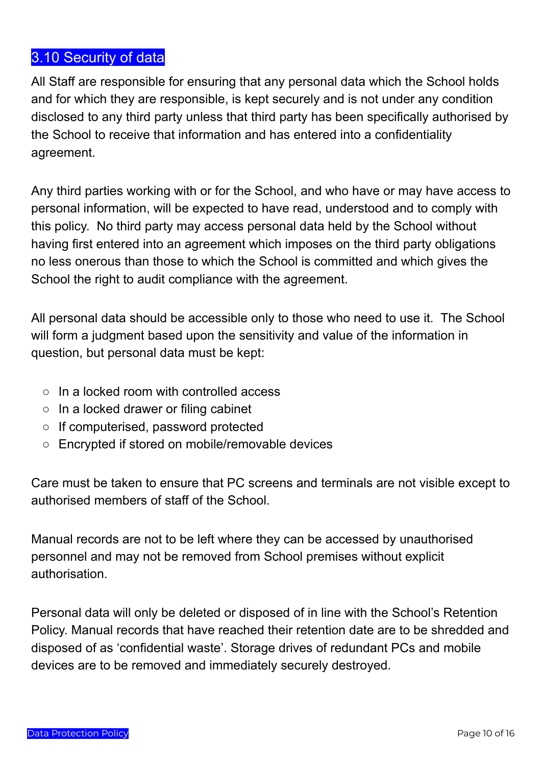## 3.10 Security of data

All Staff are responsible for ensuring that any personal data which the School holds and for which they are responsible, is kept securely and is not under any condition disclosed to any third party unless that third party has been specifically authorised by the School to receive that information and has entered into a confidentiality agreement.

Any third parties working with or for the School, and who have or may have access to personal information, will be expected to have read, understood and to comply with this policy. No third party may access personal data held by the School without having first entered into an agreement which imposes on the third party obligations no less onerous than those to which the School is committed and which gives the School the right to audit compliance with the agreement.

All personal data should be accessible only to those who need to use it. The School will form a judgment based upon the sensitivity and value of the information in question, but personal data must be kept:

- In a locked room with controlled access
- In a locked drawer or filing cabinet
- If computerised, password protected
- Encrypted if stored on mobile/removable devices

Care must be taken to ensure that PC screens and terminals are not visible except to authorised members of staff of the School.

Manual records are not to be left where they can be accessed by unauthorised personnel and may not be removed from School premises without explicit authorisation.

Personal data will only be deleted or disposed of in line with the School's Retention Policy. Manual records that have reached their retention date are to be shredded and disposed of as 'confidential waste'. Storage drives of redundant PCs and mobile devices are to be removed and immediately securely destroyed.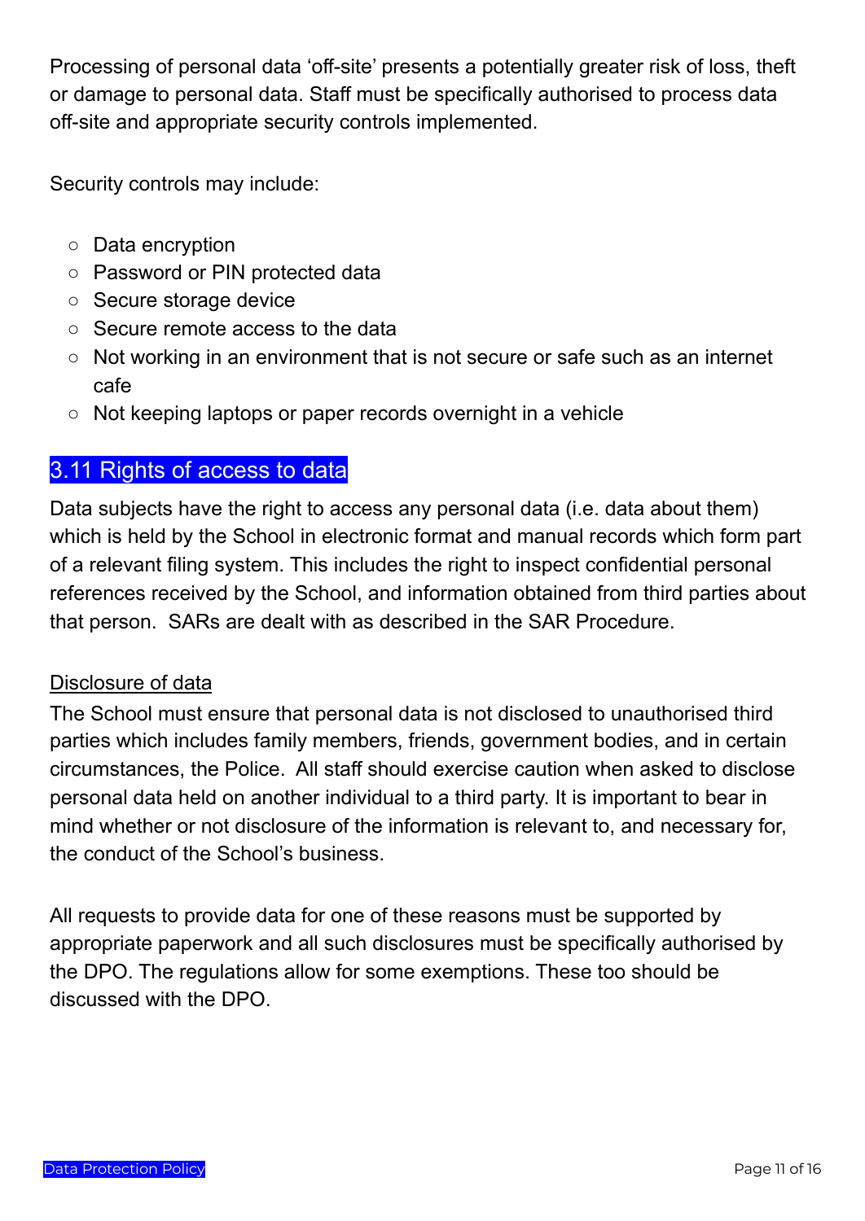Processing of personal data ‘off-site’ presents a potentially greater risk of loss, theft or damage to personal data. Staff must be specifically authorised to process data off-site and appropriate security controls implemented.

Security controls may include:

- Data encryption
- Password or PIN protected data
- Secure storage device
- Secure remote access to the data
- Not working in an environment that is not secure or safe such as an internet cafe
- Not keeping laptops or paper records overnight in a vehicle

## 3.11 Rights of access to data

Data subjects have the right to access any personal data (i.e. data about them) which is held by the School in electronic format and manual records which form part of a relevant filing system. This includes the right to inspect confidential personal references received by the School, and information obtained from third parties about that person.  SARs are dealt with as described in the SAR Procedure.

Disclosure of data

The School must ensure that personal data is not disclosed to unauthorised third parties which includes family members, friends, government bodies, and in certain circumstances, the Police.  All staff should exercise caution when asked to disclose personal data held on another individual to a third party. It is important to bear in mind whether or not disclosure of the information is relevant to, and necessary for, the conduct of the School’s business.

All requests to provide data for one of these reasons must be supported by appropriate paperwork and all such disclosures must be specifically authorised by the DPO. The regulations allow for some exemptions. These too should be discussed with the DPO.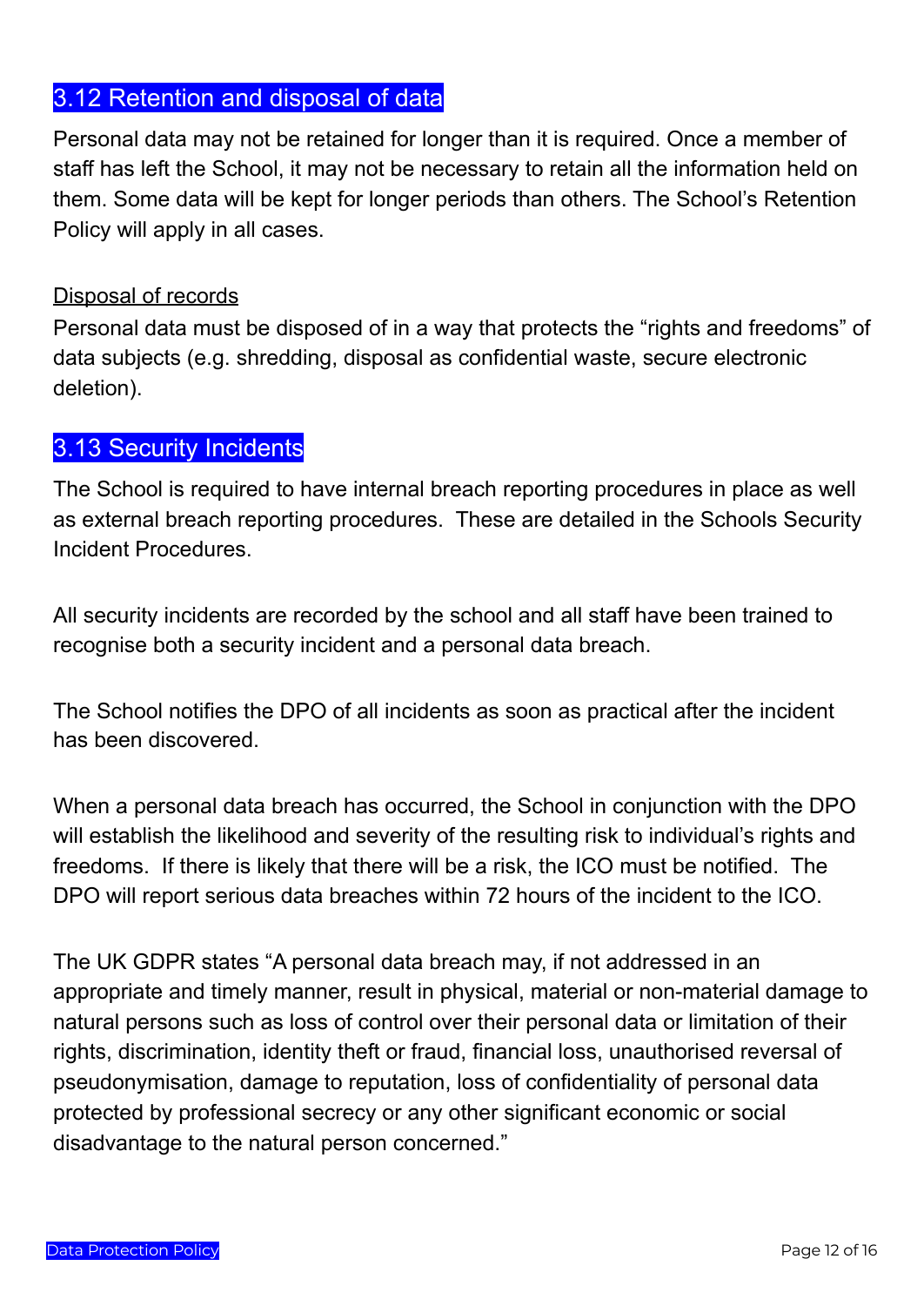## 3.12 Retention and disposal of data

Personal data may not be retained for longer than it is required. Once a member of staff has left the School, it may not be necessary to retain all the information held on them. Some data will be kept for longer periods than others. The School's Retention Policy will apply in all cases.

Disposal of records

Personal data must be disposed of in a way that protects the "rights and freedoms" of data subjects (e.g. shredding, disposal as confidential waste, secure electronic deletion).

## 3.13 Security Incidents

The School is required to have internal breach reporting procedures in place as well as external breach reporting procedures. These are detailed in the Schools Security Incident Procedures.

All security incidents are recorded by the school and all staff have been trained to recognise both a security incident and a personal data breach.

The School notifies the DPO of all incidents as soon as practical after the incident has been discovered.

When a personal data breach has occurred, the School in conjunction with the DPO will establish the likelihood and severity of the resulting risk to individual's rights and freedoms. If there is likely that there will be a risk, the ICO must be notified. The DPO will report serious data breaches within 72 hours of the incident to the ICO.

The UK GDPR states "A personal data breach may, if not addressed in an appropriate and timely manner, result in physical, material or non-material damage to natural persons such as loss of control over their personal data or limitation of their rights, discrimination, identity theft or fraud, financial loss, unauthorised reversal of pseudonymisation, damage to reputation, loss of confidentiality of personal data protected by professional secrecy or any other significant economic or social disadvantage to the natural person concerned."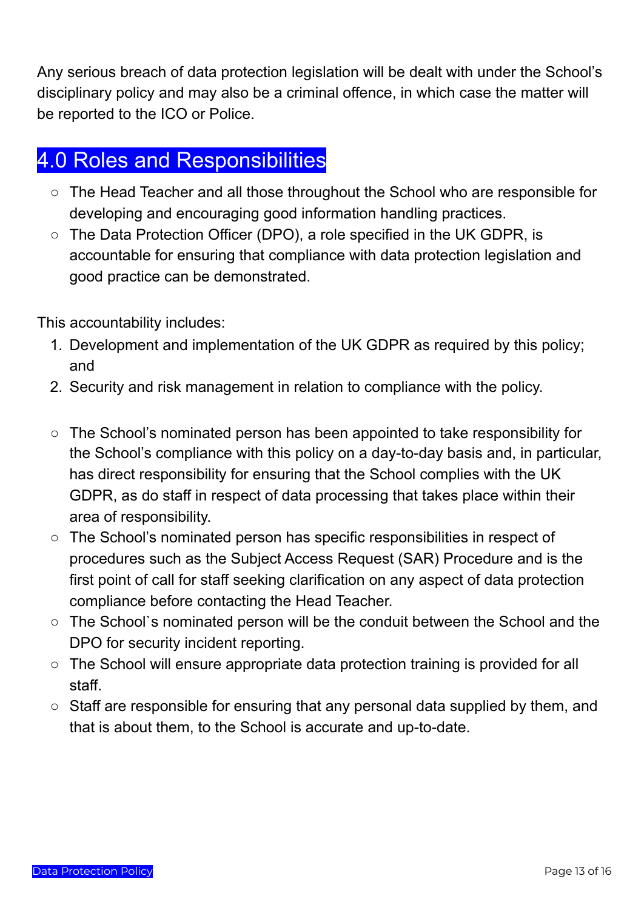Any serious breach of data protection legislation will be dealt with under the School's disciplinary policy and may also be a criminal offence, in which case the matter will be reported to the ICO or Police.

## 4.0 Roles and Responsibilities

- The Head Teacher and all those throughout the School who are responsible for developing and encouraging good information handling practices.
- The Data Protection Officer (DPO), a role specified in the UK GDPR, is accountable for ensuring that compliance with data protection legislation and good practice can be demonstrated.

This accountability includes:

1. Development and implementation of the UK GDPR as required by this policy; and
2. Security and risk management in relation to compliance with the policy.

- The School's nominated person has been appointed to take responsibility for the School's compliance with this policy on a day-to-day basis and, in particular, has direct responsibility for ensuring that the School complies with the UK GDPR, as do staff in respect of data processing that takes place within their area of responsibility.
- The School's nominated person has specific responsibilities in respect of procedures such as the Subject Access Request (SAR) Procedure and is the first point of call for staff seeking clarification on any aspect of data protection compliance before contacting the Head Teacher.
- The School`s nominated person will be the conduit between the School and the DPO for security incident reporting.
- The School will ensure appropriate data protection training is provided for all staff.
- Staff are responsible for ensuring that any personal data supplied by them, and that is about them, to the School is accurate and up-to-date.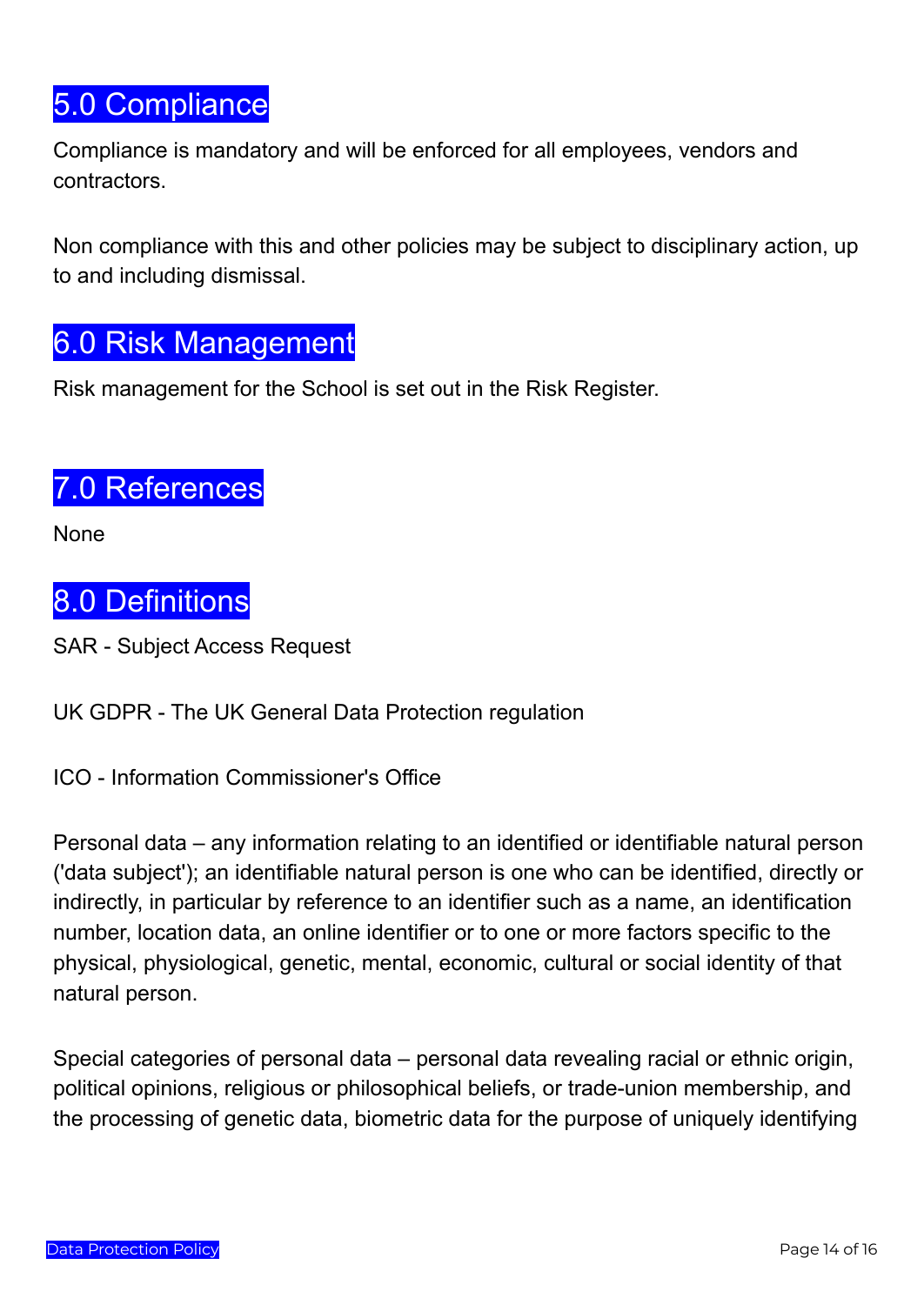## 5.0 Compliance

Compliance is mandatory and will be enforced for all employees, vendors and contractors.

Non compliance with this and other policies may be subject to disciplinary action, up to and including dismissal.

## 6.0 Risk Management

Risk management for the School is set out in the Risk Register.

## 7.0 References

None

## 8.0 Definitions

SAR - Subject Access Request

UK GDPR - The UK General Data Protection regulation

ICO - Information Commissioner's Office

Personal data – any information relating to an identified or identifiable natural person ('data subject'); an identifiable natural person is one who can be identified, directly or indirectly, in particular by reference to an identifier such as a name, an identification number, location data, an online identifier or to one or more factors specific to the physical, physiological, genetic, mental, economic, cultural or social identity of that natural person.

Special categories of personal data – personal data revealing racial or ethnic origin, political opinions, religious or philosophical beliefs, or trade-union membership, and the processing of genetic data, biometric data for the purpose of uniquely identifying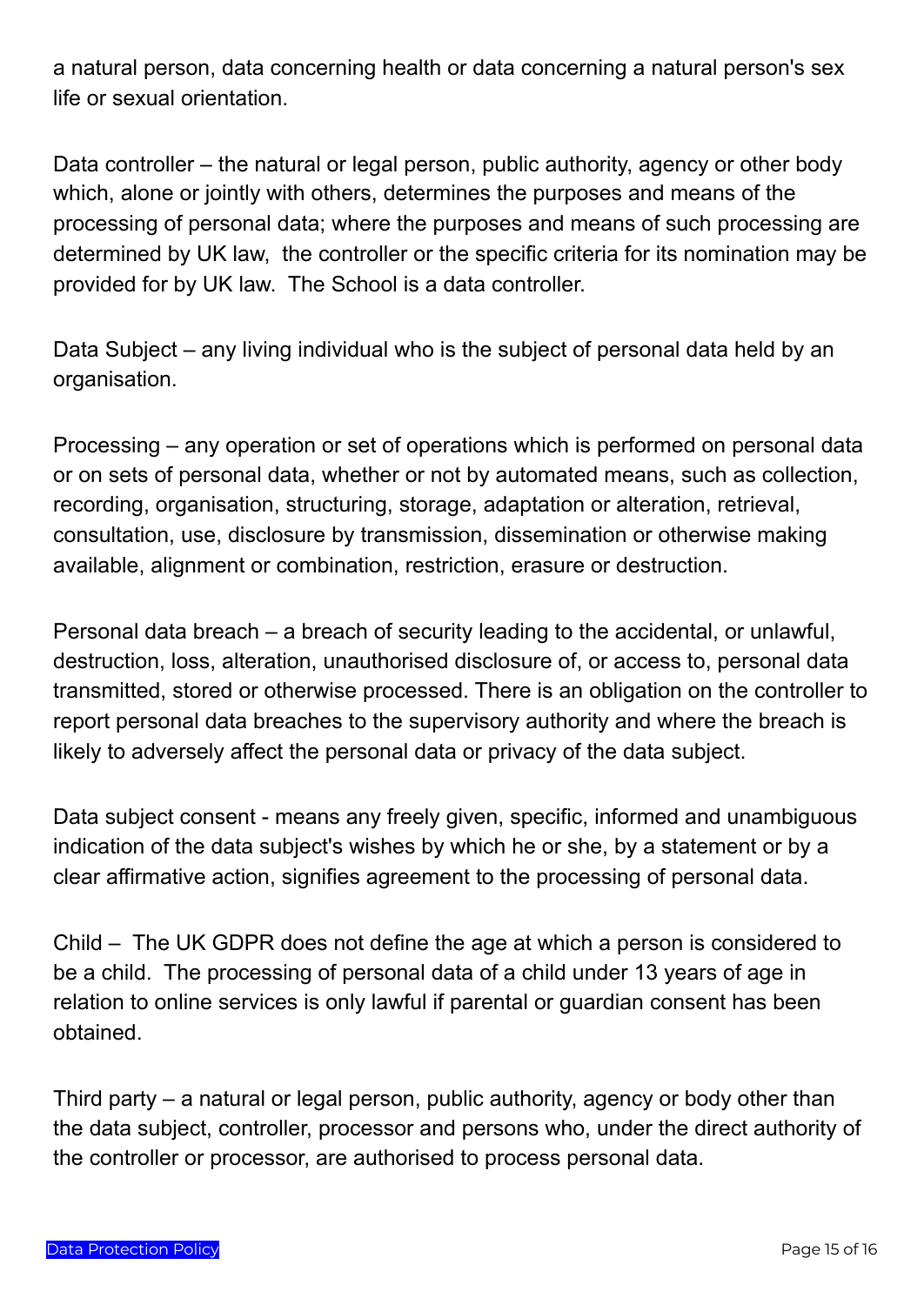a natural person, data concerning health or data concerning a natural person's sex life or sexual orientation.

Data controller – the natural or legal person, public authority, agency or other body which, alone or jointly with others, determines the purposes and means of the processing of personal data; where the purposes and means of such processing are determined by UK law, the controller or the specific criteria for its nomination may be provided for by UK law. The School is a data controller.

Data Subject – any living individual who is the subject of personal data held by an organisation.

Processing – any operation or set of operations which is performed on personal data or on sets of personal data, whether or not by automated means, such as collection, recording, organisation, structuring, storage, adaptation or alteration, retrieval, consultation, use, disclosure by transmission, dissemination or otherwise making available, alignment or combination, restriction, erasure or destruction.

Personal data breach – a breach of security leading to the accidental, or unlawful, destruction, loss, alteration, unauthorised disclosure of, or access to, personal data transmitted, stored or otherwise processed. There is an obligation on the controller to report personal data breaches to the supervisory authority and where the breach is likely to adversely affect the personal data or privacy of the data subject.

Data subject consent - means any freely given, specific, informed and unambiguous indication of the data subject's wishes by which he or she, by a statement or by a clear affirmative action, signifies agreement to the processing of personal data.

Child – The UK GDPR does not define the age at which a person is considered to be a child. The processing of personal data of a child under 13 years of age in relation to online services is only lawful if parental or guardian consent has been obtained.

Third party – a natural or legal person, public authority, agency or body other than the data subject, controller, processor and persons who, under the direct authority of the controller or processor, are authorised to process personal data.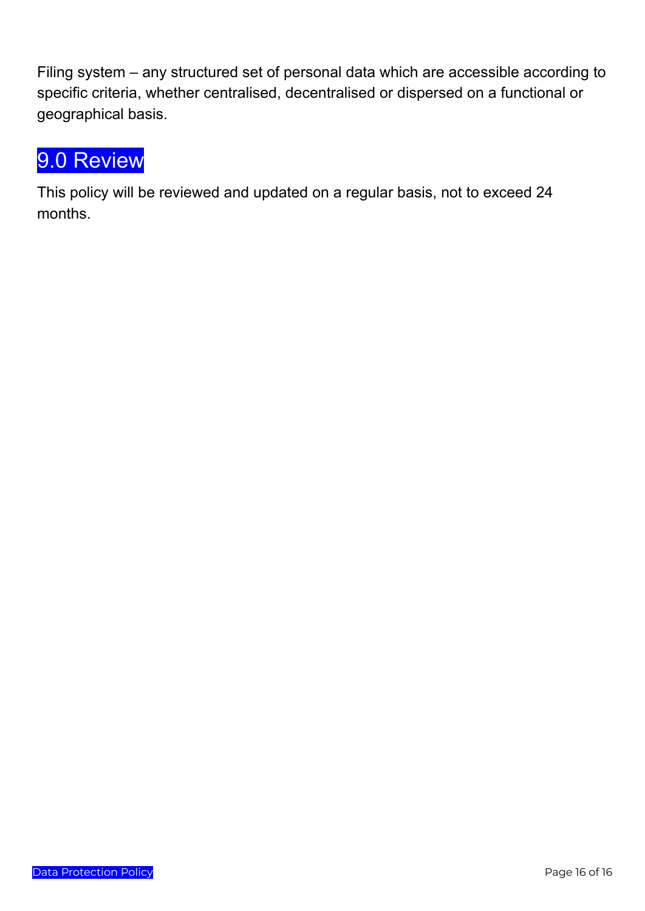Filing system – any structured set of personal data which are accessible according to specific criteria, whether centralised, decentralised or dispersed on a functional or geographical basis.

## 9.0 Review

This policy will be reviewed and updated on a regular basis, not to exceed 24 months.